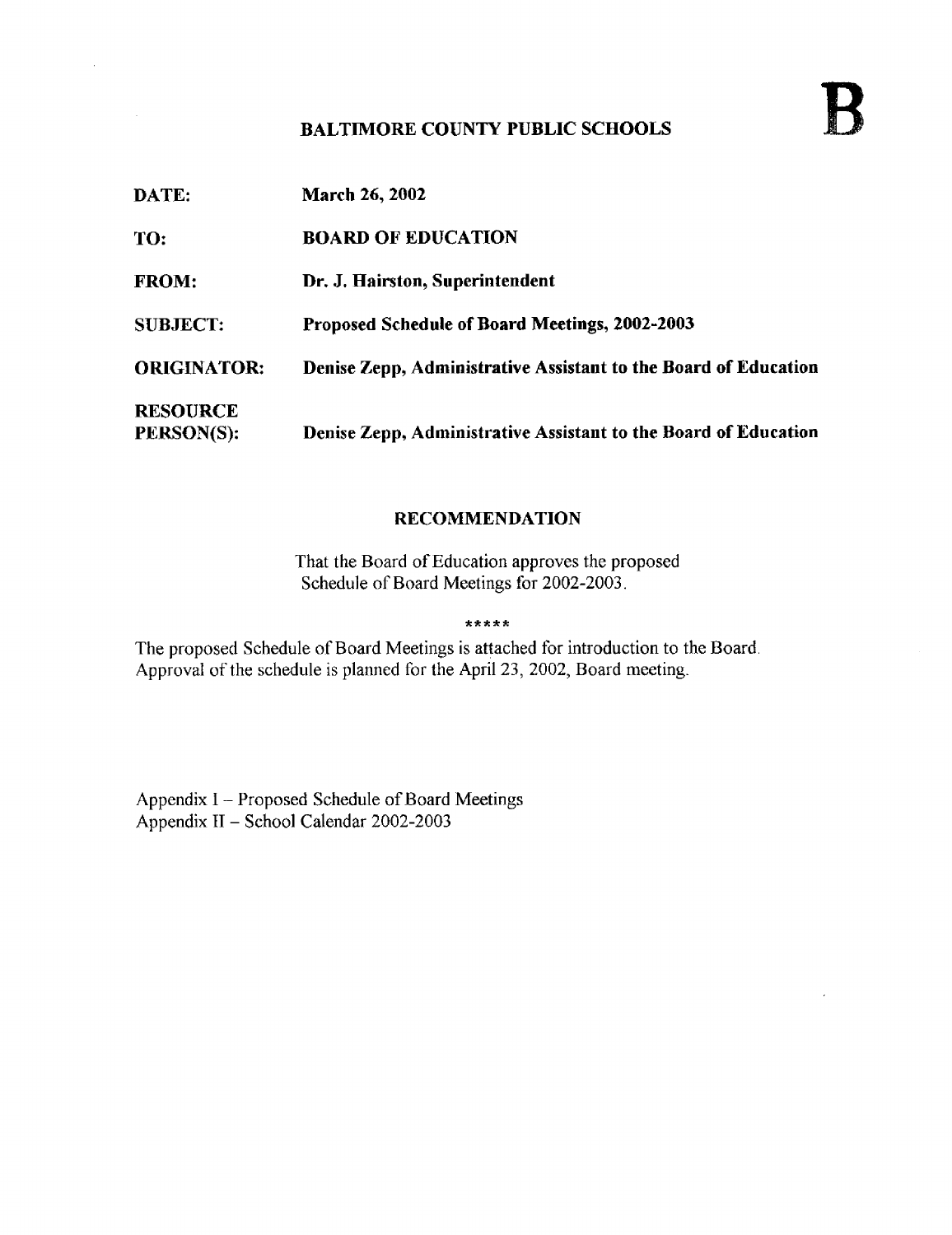**B**

## BALTIMORE COUNTY PUBLIC SCHOOLS

**DATE:** March 26, 2002

**TO:** BOARD OF EDUCATION

**FROM:** Dr. J. Hairston, Superintendent

**SUBJECT:** Proposed Schedule of Board Meetings, 2002-2003

**ORIGINATOR:** Denise Zepp, Administrative Assistant to the Board of Education

**RESOURCE PERSON(S):** Denise Zepp, Administrative Assistant to the Board of Education

### RECOMMENDATION

That the Board of Education approves the proposed Schedule of Board Meetings for 2002-2003.

*****

The proposed Schedule of Board Meetings is attached for introduction to the Board. Approval of the schedule is planned for the April 23, 2002, Board meeting.

Appendix I – Proposed Schedule of Board Meetings
Appendix II – School Calendar 2002-2003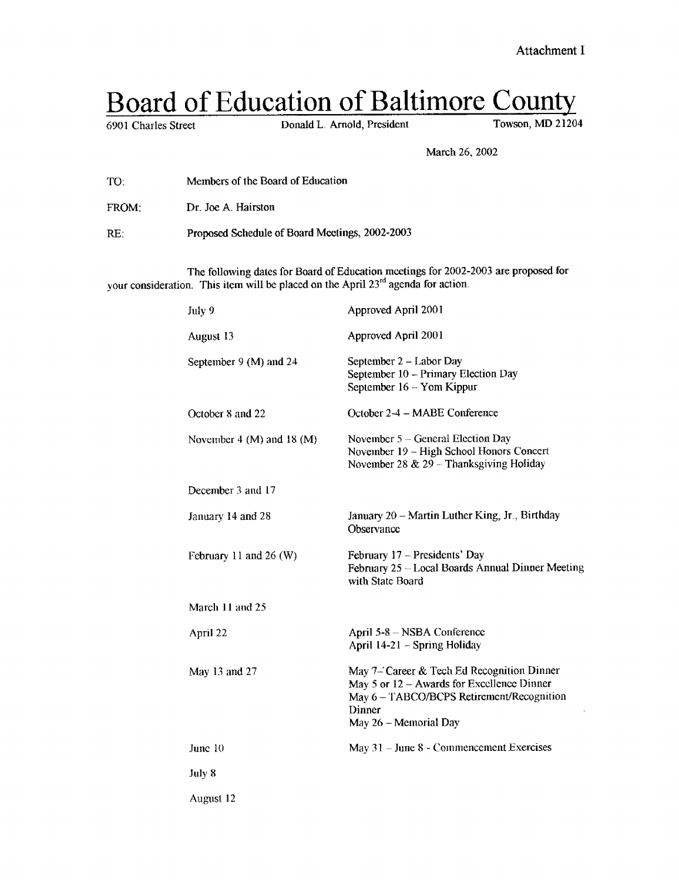Attachment I

# Board of Education of Baltimore County

6901 Charles Street — Donald L. Arnold, President — Towson, MD 21204

March 26, 2002

TO: Members of the Board of Education

FROM: Dr. Joe A. Hairston

RE: Proposed Schedule of Board Meetings, 2002-2003

The following dates for Board of Education meetings for 2002-2003 are proposed for your consideration. This item will be placed on the April 23rd agenda for action.

| | |
|---|---|
| July 9 | Approved April 2001 |
| August 13 | Approved April 2001 |
| September 9 (M) and 24 | September 2 – Labor Day<br>September 10 – Primary Election Day<br>September 16 – Yom Kippur |
| October 8 and 22 | October 2-4 – MABE Conference |
| November 4 (M) and 18 (M) | November 5 – General Election Day<br>November 19 – High School Honors Concert<br>November 28 & 29 – Thanksgiving Holiday |
| December 3 and 17 | |
| January 14 and 28 | January 20 – Martin Luther King, Jr., Birthday Observance |
| February 11 and 26 (W) | February 17 – Presidents' Day<br>February 25 – Local Boards Annual Dinner Meeting with State Board |
| March 11 and 25 | |
| April 22 | April 5-8 – NSBA Conference<br>April 14-21 – Spring Holiday |
| May 13 and 27 | May 7 – Career & Tech Ed Recognition Dinner<br>May 5 or 12 – Awards for Excellence Dinner<br>May 6 – TABCO/BCPS Retirement/Recognition Dinner<br>May 26 – Memorial Day |
| June 10 | May 31 – June 8 - Commencement Exercises |
| July 8 | |
| August 12 | |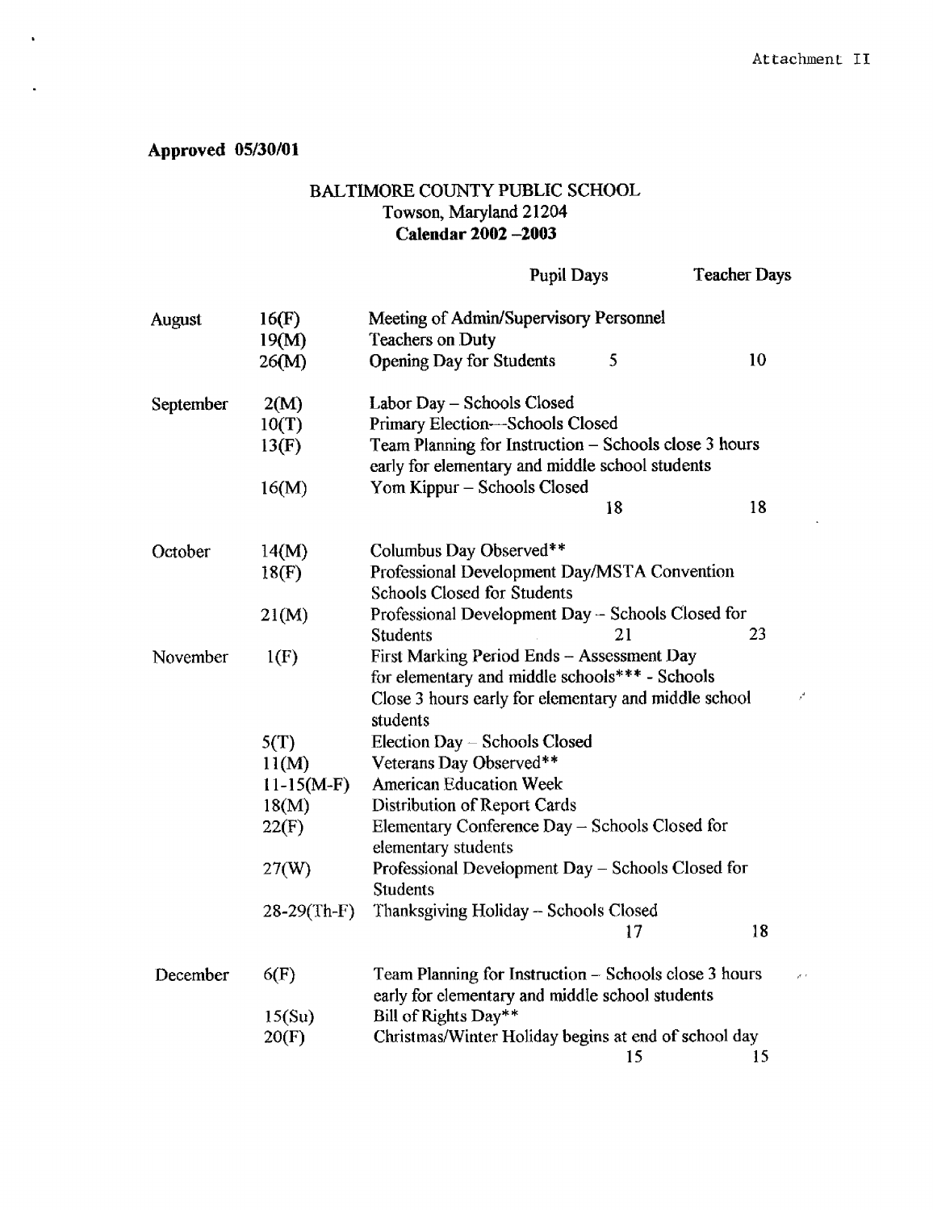Attachment II

**Approved 05/30/01**

BALTIMORE COUNTY PUBLIC SCHOOL
Towson, Maryland 21204
**Calendar 2002 –2003**

| Month | Date | Event | Pupil Days | Teacher Days |
|---|---|---|---|---|
| August | 16(F) | Meeting of Admin/Supervisory Personnel | | |
| | 19(M) | Teachers on Duty | | |
| | 26(M) | Opening Day for Students | 5 | 10 |
| September | 2(M) | Labor Day – Schools Closed | | |
| | 10(T) | Primary Election—Schools Closed | | |
| | 13(F) | Team Planning for Instruction – Schools close 3 hours early for elementary and middle school students | | |
| | 16(M) | Yom Kippur – Schools Closed | | |
| | | | 18 | 18 |
| October | 14(M) | Columbus Day Observed** | | |
| | 18(F) | Professional Development Day/MSTA Convention Schools Closed for Students | | |
| | 21(M) | Professional Development Day – Schools Closed for Students | 21 | 23 |
| November | 1(F) | First Marking Period Ends – Assessment Day for elementary and middle schools*** - Schools Close 3 hours early for elementary and middle school students | | |
| | 5(T) | Election Day – Schools Closed | | |
| | 11(M) | Veterans Day Observed** | | |
| | 11-15(M-F) | American Education Week | | |
| | 18(M) | Distribution of Report Cards | | |
| | 22(F) | Elementary Conference Day – Schools Closed for elementary students | | |
| | 27(W) | Professional Development Day – Schools Closed for Students | | |
| | 28-29(Th-F) | Thanksgiving Holiday – Schools Closed | | |
| | | | 17 | 18 |
| December | 6(F) | Team Planning for Instruction – Schools close 3 hours early for elementary and middle school students | | |
| | 15(Su) | Bill of Rights Day** | | |
| | 20(F) | Christmas/Winter Holiday begins at end of school day | 15 | 15 |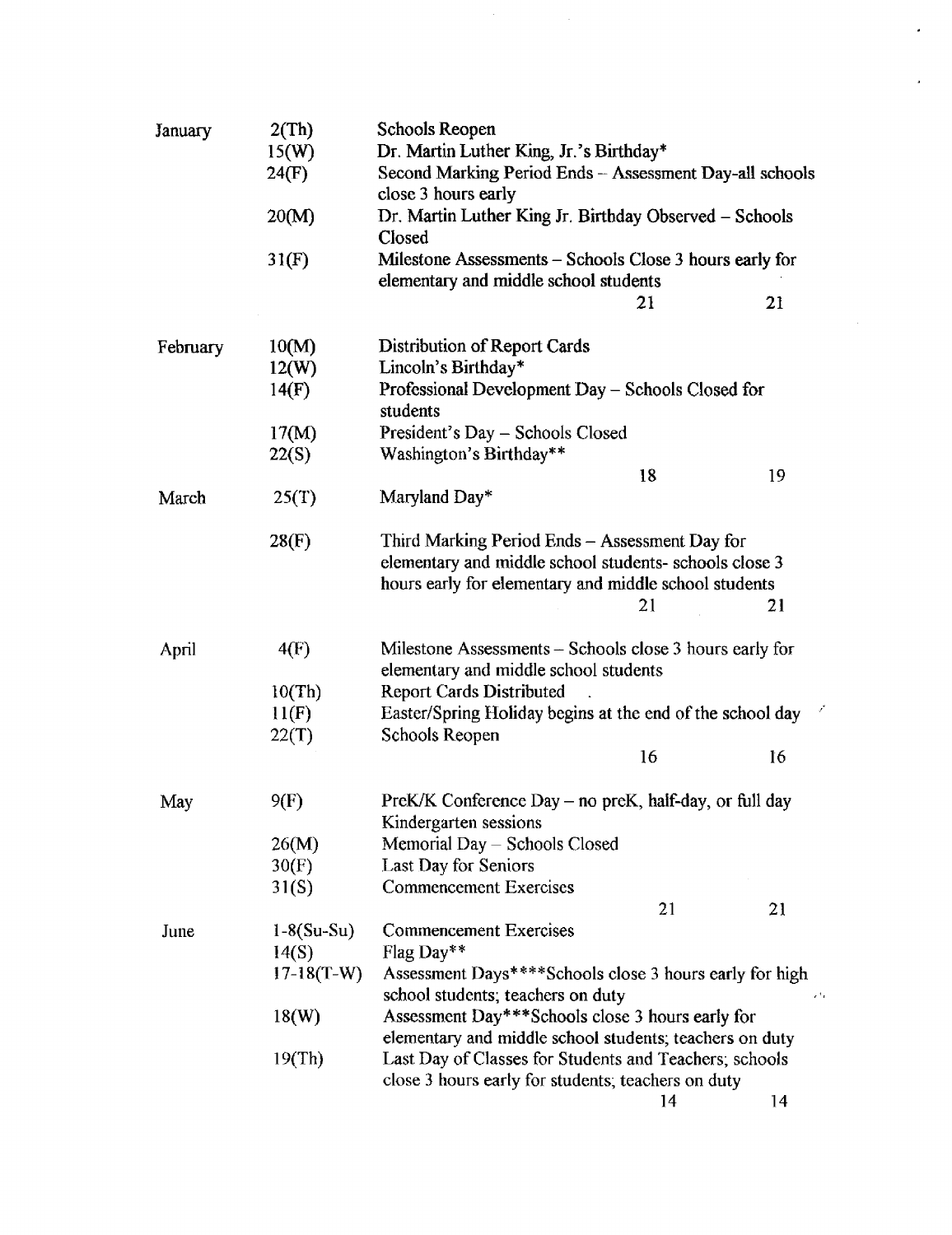| Month | Date | Event | | |
|---|---|---|---|---|
| January | 2(Th) | Schools Reopen | | |
| | 15(W) | Dr. Martin Luther King, Jr.'s Birthday* | | |
| | 24(F) | Second Marking Period Ends – Assessment Day-all schools close 3 hours early | | |
| | 20(M) | Dr. Martin Luther King Jr. Birthday Observed – Schools Closed | | |
| | 31(F) | Milestone Assessments – Schools Close 3 hours early for elementary and middle school students | | |
| | | | 21 | 21 |
| February | 10(M) | Distribution of Report Cards | | |
| | 12(W) | Lincoln's Birthday* | | |
| | 14(F) | Professional Development Day – Schools Closed for students | | |
| | 17(M) | President's Day – Schools Closed | | |
| | 22(S) | Washington's Birthday** | | |
| | | | 18 | 19 |
| March | 25(T) | Maryland Day* | | |
| | 28(F) | Third Marking Period Ends – Assessment Day for elementary and middle school students- schools close 3 hours early for elementary and middle school students | | |
| | | | 21 | 21 |
| April | 4(F) | Milestone Assessments – Schools close 3 hours early for elementary and middle school students | | |
| | 10(Th) | Report Cards Distributed | | |
| | 11(F) | Easter/Spring Holiday begins at the end of the school day | | |
| | 22(T) | Schools Reopen | | |
| | | | 16 | 16 |
| May | 9(F) | PreK/K Conference Day – no preK, half-day, or full day Kindergarten sessions | | |
| | 26(M) | Memorial Day – Schools Closed | | |
| | 30(F) | Last Day for Seniors | | |
| | 31(S) | Commencement Exercises | | |
| | | | 21 | 21 |
| June | 1-8(Su-Su) | Commencement Exercises | | |
| | 14(S) | Flag Day** | | |
| | 17-18(T-W) | Assessment Days****Schools close 3 hours early for high school students; teachers on duty | | |
| | 18(W) | Assessment Day***Schools close 3 hours early for elementary and middle school students; teachers on duty | | |
| | 19(Th) | Last Day of Classes for Students and Teachers; schools close 3 hours early for students; teachers on duty | | |
| | | | 14 | 14 |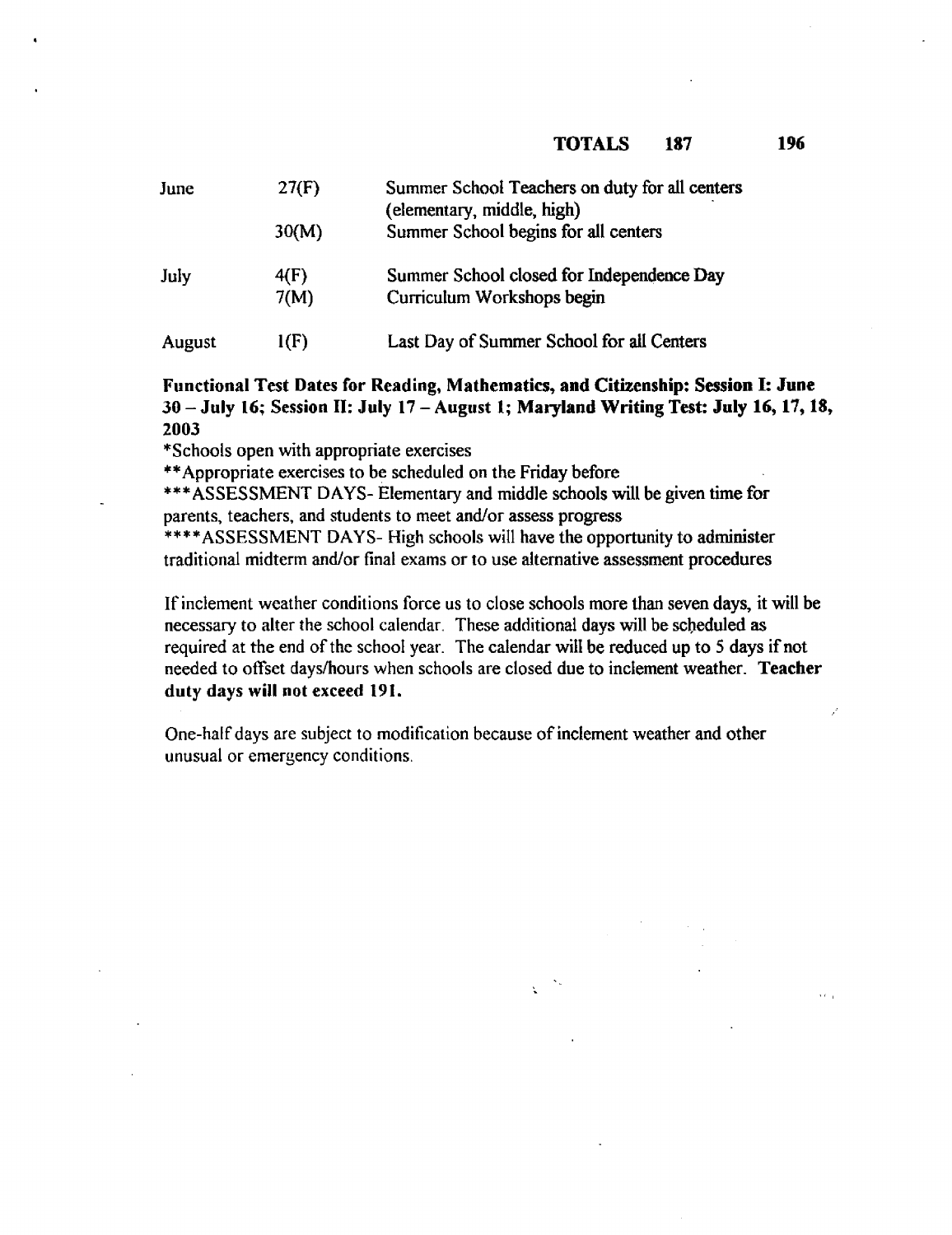| | | TOTALS | 187 | 196 |
|---|---|---|---|---|

| | | |
|---|---|---|
| June | 27(F) | Summer School Teachers on duty for all centers (elementary, middle, high) |
| | 30(M) | Summer School begins for all centers |
| July | 4(F) | Summer School closed for Independence Day |
| | 7(M) | Curriculum Workshops begin |
| August | 1(F) | Last Day of Summer School for all Centers |

**Functional Test Dates for Reading, Mathematics, and Citizenship: Session I: June 30 – July 16; Session II: July 17 – August 1; Maryland Writing Test: July 16, 17, 18, 2003**

*Schools open with appropriate exercises

**Appropriate exercises to be scheduled on the Friday before

***ASSESSMENT DAYS- Elementary and middle schools will be given time for parents, teachers, and students to meet and/or assess progress

****ASSESSMENT DAYS- High schools will have the opportunity to administer traditional midterm and/or final exams or to use alternative assessment procedures

If inclement weather conditions force us to close schools more than seven days, it will be necessary to alter the school calendar. These additional days will be scheduled as required at the end of the school year. The calendar will be reduced up to 5 days if not needed to offset days/hours when schools are closed due to inclement weather. **Teacher duty days will not exceed 191.**

One-half days are subject to modification because of inclement weather and other unusual or emergency conditions.